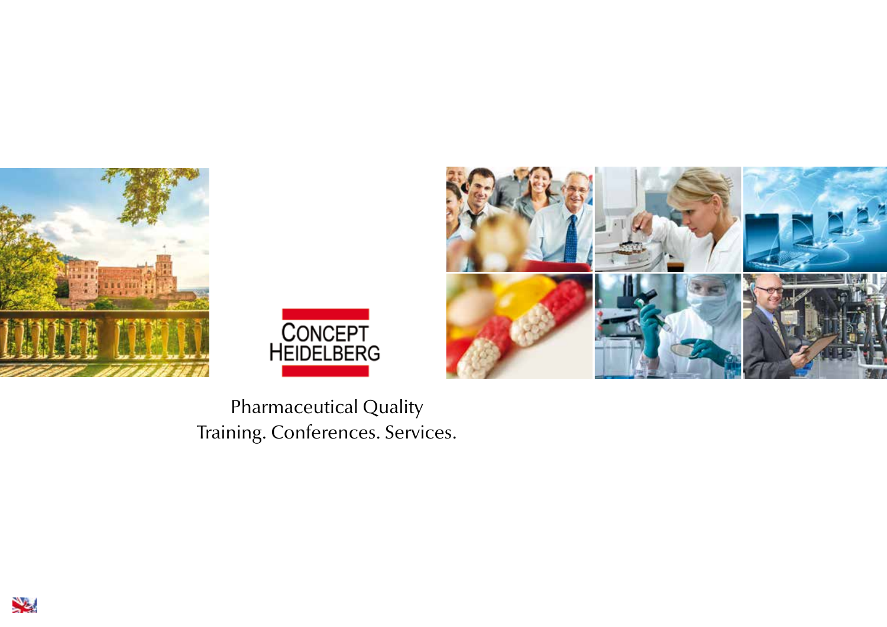# CONCEPT HEIDELBERG

Pharmaceutical Quality
Training. Conferences. Services.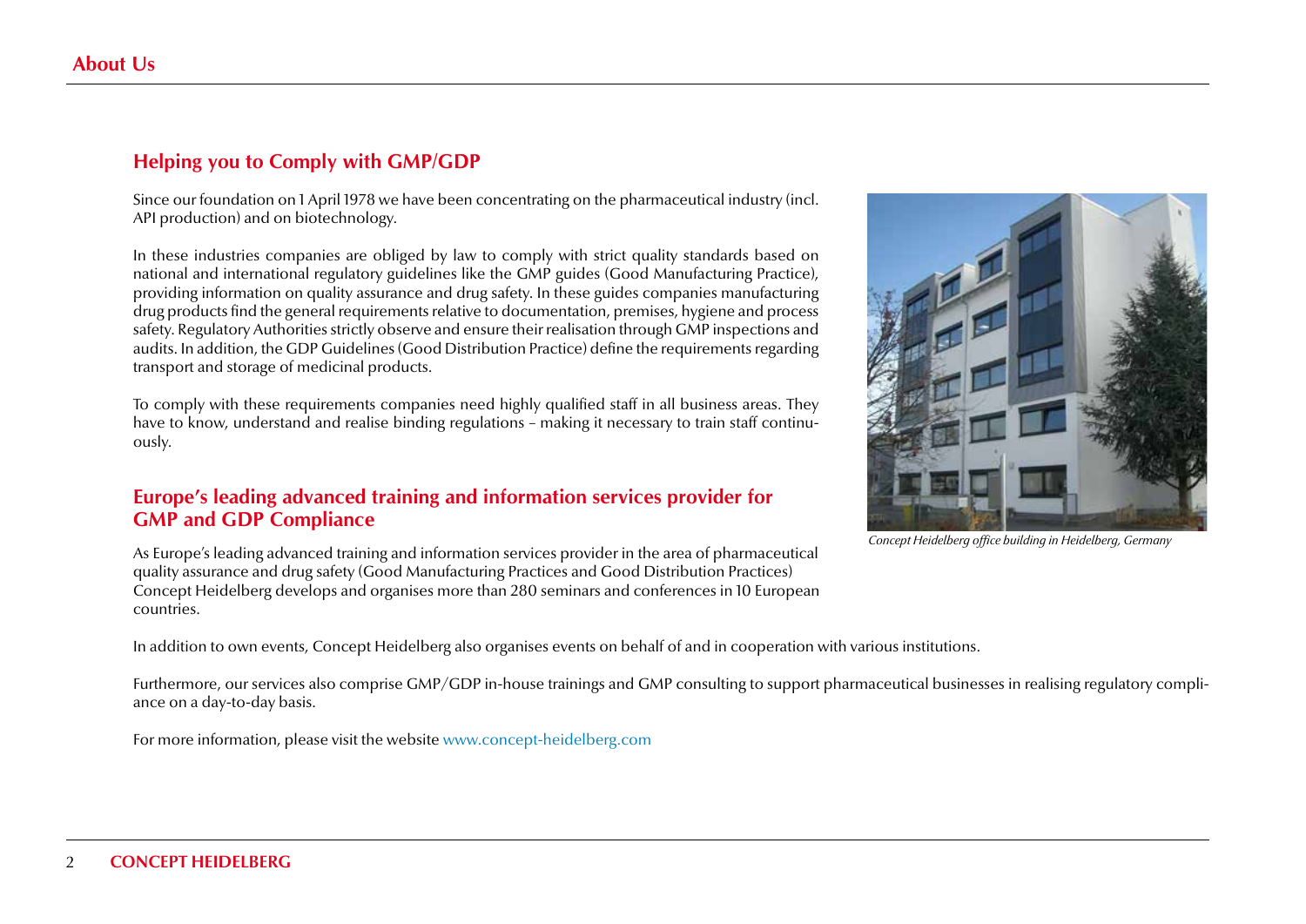# About Us

## Helping you to Comply with GMP/GDP

Since our foundation on 1 April 1978 we have been concentrating on the pharmaceutical industry (incl. API production) and on biotechnology.

In these industries companies are obliged by law to comply with strict quality standards based on national and international regulatory guidelines like the GMP guides (Good Manufacturing Practice), providing information on quality assurance and drug safety. In these guides companies manufacturing drug products find the general requirements relative to documentation, premises, hygiene and process safety. Regulatory Authorities strictly observe and ensure their realisation through GMP inspections and audits. In addition, the GDP Guidelines (Good Distribution Practice) define the requirements regarding transport and storage of medicinal products.

To comply with these requirements companies need highly qualified staff in all business areas. They have to know, understand and realise binding regulations – making it necessary to train staff continuously.

*Concept Heidelberg office building in Heidelberg, Germany*

## Europe's leading advanced training and information services provider for GMP and GDP Compliance

As Europe's leading advanced training and information services provider in the area of pharmaceutical quality assurance and drug safety (Good Manufacturing Practices and Good Distribution Practices) Concept Heidelberg develops and organises more than 280 seminars and conferences in 10 European countries.

In addition to own events, Concept Heidelberg also organises events on behalf of and in cooperation with various institutions.

Furthermore, our services also comprise GMP/GDP in-house trainings and GMP consulting to support pharmaceutical businesses in realising regulatory compliance on a day-to-day basis.

For more information, please visit the website www.concept-heidelberg.com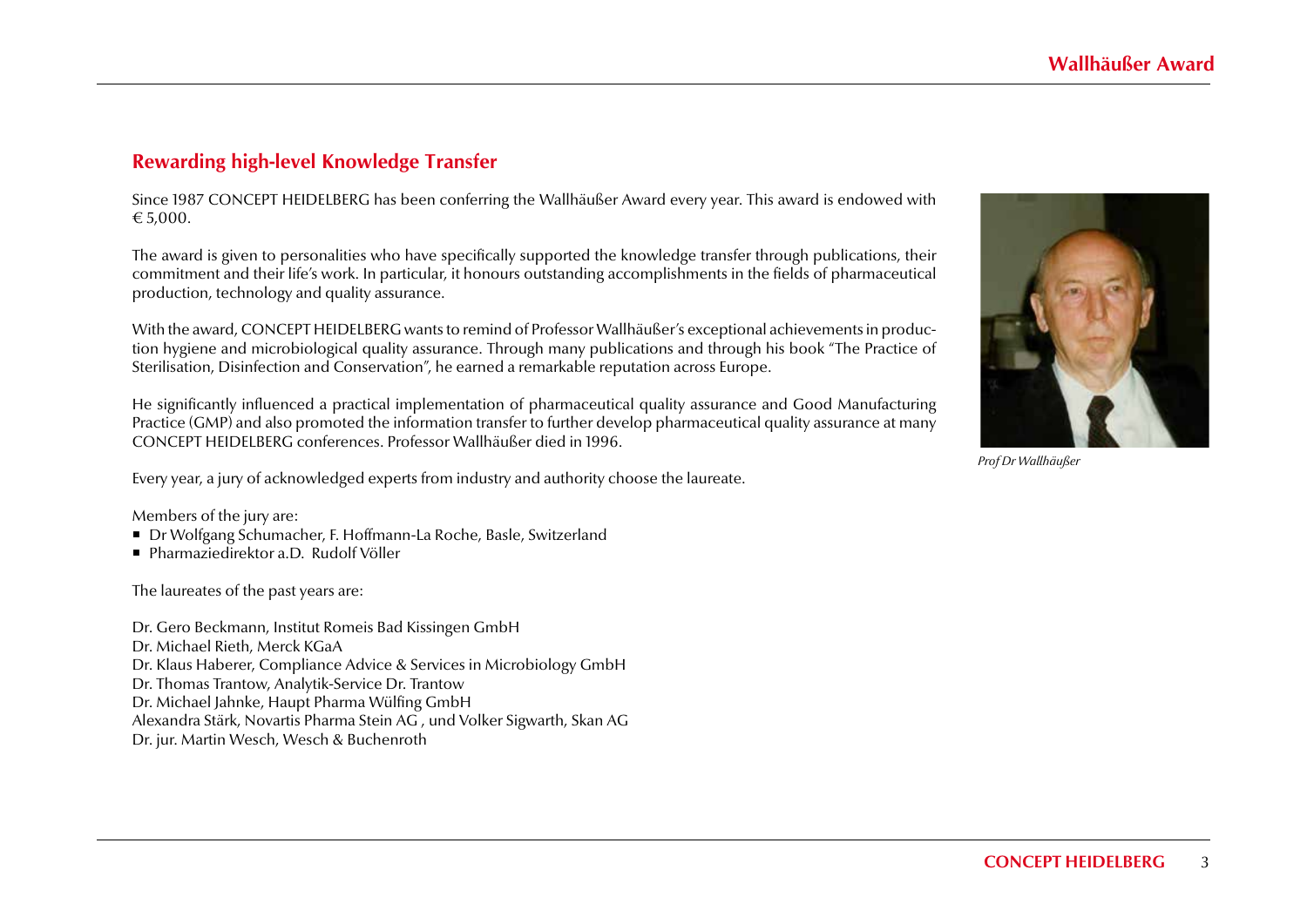## Rewarding high-level Knowledge Transfer

Since 1987 CONCEPT HEIDELBERG has been conferring the Wallhäußer Award every year. This award is endowed with € 5,000.

The award is given to personalities who have specifically supported the knowledge transfer through publications, their commitment and their life's work. In particular, it honours outstanding accomplishments in the fields of pharmaceutical production, technology and quality assurance.

With the award, CONCEPT HEIDELBERG wants to remind of Professor Wallhäußer's exceptional achievements in production hygiene and microbiological quality assurance. Through many publications and through his book "The Practice of Sterilisation, Disinfection and Conservation", he earned a remarkable reputation across Europe.

He significantly influenced a practical implementation of pharmaceutical quality assurance and Good Manufacturing Practice (GMP) and also promoted the information transfer to further develop pharmaceutical quality assurance at many CONCEPT HEIDELBERG conferences. Professor Wallhäußer died in 1996.

*Prof Dr Wallhäußer*

Every year, a jury of acknowledged experts from industry and authority choose the laureate.

Members of the jury are:

- Dr Wolfgang Schumacher, F. Hoffmann-La Roche, Basle, Switzerland
- Pharmaziedirektor a.D. Rudolf Völler

The laureates of the past years are:

Dr. Gero Beckmann, Institut Romeis Bad Kissingen GmbH
Dr. Michael Rieth, Merck KGaA
Dr. Klaus Haberer, Compliance Advice & Services in Microbiology GmbH
Dr. Thomas Trantow, Analytik-Service Dr. Trantow
Dr. Michael Jahnke, Haupt Pharma Wülfing GmbH
Alexandra Stärk, Novartis Pharma Stein AG , und Volker Sigwarth, Skan AG
Dr. jur. Martin Wesch, Wesch & Buchenroth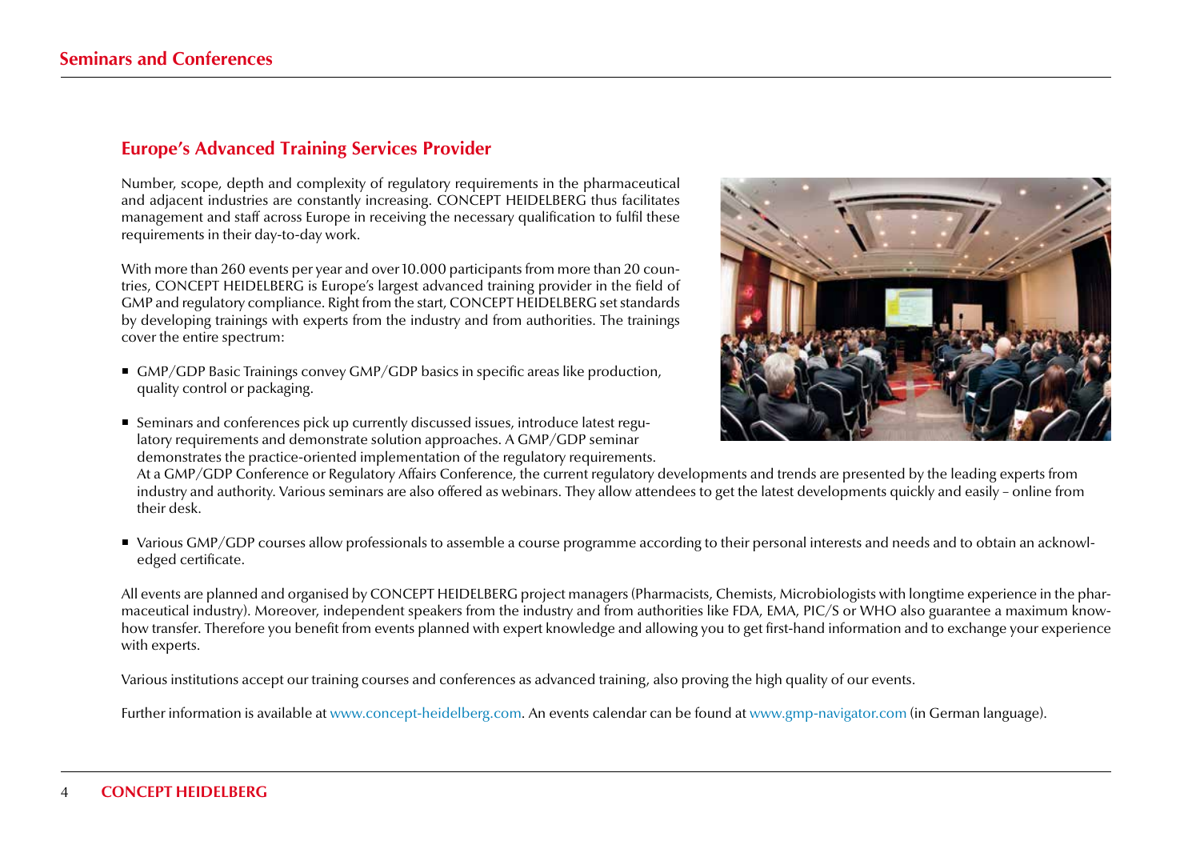## Europe's Advanced Training Services Provider

Number, scope, depth and complexity of regulatory requirements in the pharmaceutical and adjacent industries are constantly increasing. CONCEPT HEIDELBERG thus facilitates management and staff across Europe in receiving the necessary qualification to fulfil these requirements in their day-to-day work.

With more than 260 events per year and over 10.000 participants from more than 20 countries, CONCEPT HEIDELBERG is Europe's largest advanced training provider in the field of GMP and regulatory compliance. Right from the start, CONCEPT HEIDELBERG set standards by developing trainings with experts from the industry and from authorities. The trainings cover the entire spectrum:

- GMP/GDP Basic Trainings convey GMP/GDP basics in specific areas like production, quality control or packaging.
- Seminars and conferences pick up currently discussed issues, introduce latest regulatory requirements and demonstrate solution approaches. A GMP/GDP seminar demonstrates the practice-oriented implementation of the regulatory requirements. At a GMP/GDP Conference or Regulatory Affairs Conference, the current regulatory developments and trends are presented by the leading experts from industry and authority. Various seminars are also offered as webinars. They allow attendees to get the latest developments quickly and easily – online from their desk.
- Various GMP/GDP courses allow professionals to assemble a course programme according to their personal interests and needs and to obtain an acknowledged certificate.

All events are planned and organised by CONCEPT HEIDELBERG project managers (Pharmacists, Chemists, Microbiologists with longtime experience in the pharmaceutical industry). Moreover, independent speakers from the industry and from authorities like FDA, EMA, PIC/S or WHO also guarantee a maximum know-how transfer. Therefore you benefit from events planned with expert knowledge and allowing you to get first-hand information and to exchange your experience with experts.

Various institutions accept our training courses and conferences as advanced training, also proving the high quality of our events.

Further information is available at www.concept-heidelberg.com. An events calendar can be found at www.gmp-navigator.com (in German language).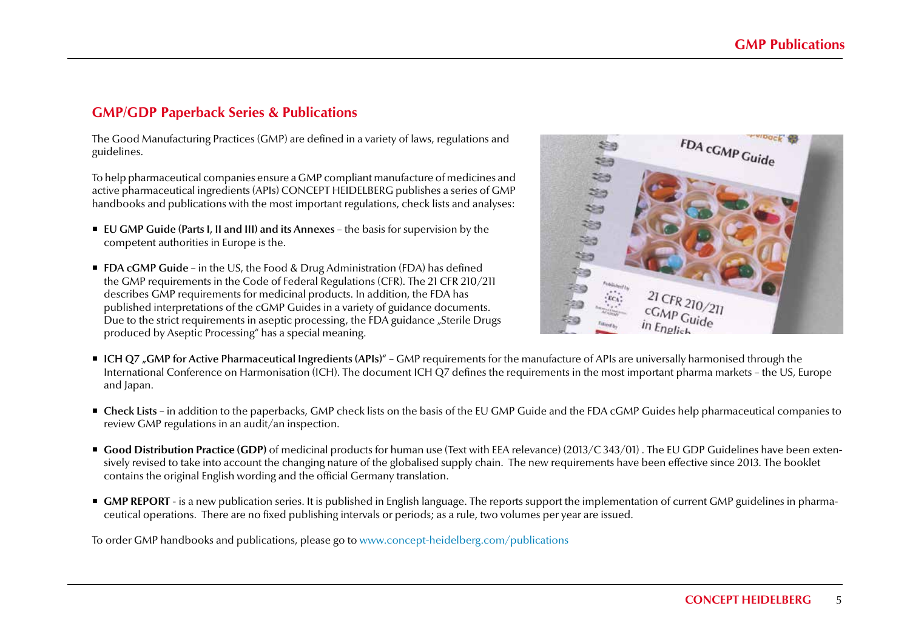## GMP/GDP Paperback Series & Publications

The Good Manufacturing Practices (GMP) are defined in a variety of laws, regulations and guidelines.

To help pharmaceutical companies ensure a GMP compliant manufacture of medicines and active pharmaceutical ingredients (APIs) CONCEPT HEIDELBERG publishes a series of GMP handbooks and publications with the most important regulations, check lists and analyses:

- **EU GMP Guide (Parts I, II and III) and its Annexes** – the basis for supervision by the competent authorities in Europe is the.
- **FDA cGMP Guide** – in the US, the Food & Drug Administration (FDA) has defined the GMP requirements in the Code of Federal Regulations (CFR). The 21 CFR 210/211 describes GMP requirements for medicinal products. In addition, the FDA has published interpretations of the cGMP Guides in a variety of guidance documents. Due to the strict requirements in aseptic processing, the FDA guidance „Sterile Drugs produced by Aseptic Processing" has a special meaning.
- **ICH Q7 „GMP for Active Pharmaceutical Ingredients (APIs)"** – GMP requirements for the manufacture of APIs are universally harmonised through the International Conference on Harmonisation (ICH). The document ICH Q7 defines the requirements in the most important pharma markets – the US, Europe and Japan.
- **Check Lists** – in addition to the paperbacks, GMP check lists on the basis of the EU GMP Guide and the FDA cGMP Guides help pharmaceutical companies to review GMP regulations in an audit/an inspection.
- **Good Distribution Practice (GDP)** of medicinal products for human use (Text with EEA relevance) (2013/C 343/01) . The EU GDP Guidelines have been extensively revised to take into account the changing nature of the globalised supply chain. The new requirements have been effective since 2013. The booklet contains the original English wording and the official Germany translation.
- **GMP REPORT** - is a new publication series. It is published in English language. The reports support the implementation of current GMP guidelines in pharmaceutical operations. There are no fixed publishing intervals or periods; as a rule, two volumes per year are issued.

To order GMP handbooks and publications, please go to www.concept-heidelberg.com/publications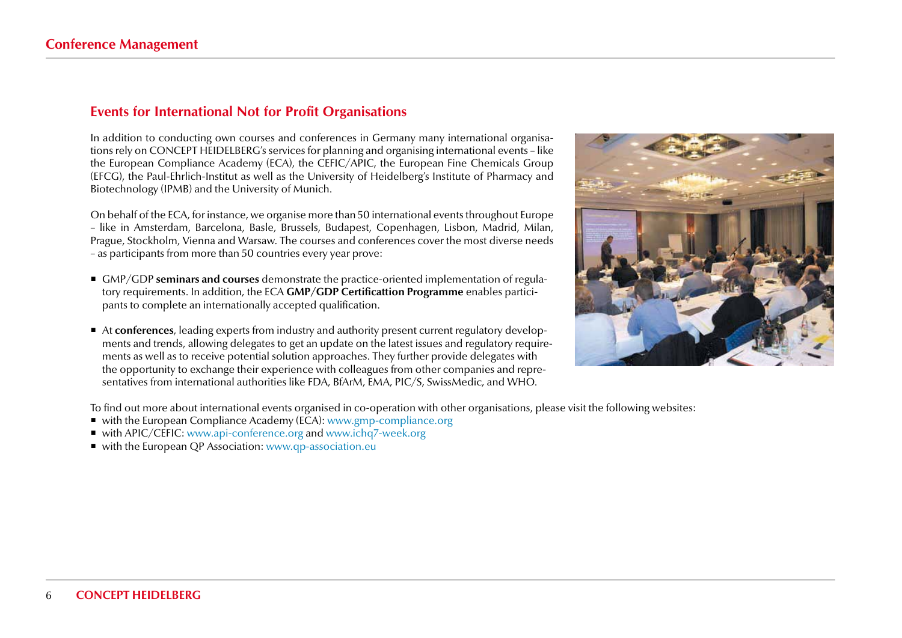## Conference Management

### Events for International Not for Profit Organisations

In addition to conducting own courses and conferences in Germany many international organisations rely on CONCEPT HEIDELBERG's services for planning and organising international events – like the European Compliance Academy (ECA), the CEFIC/APIC, the European Fine Chemicals Group (EFCG), the Paul-Ehrlich-Institut as well as the University of Heidelberg's Institute of Pharmacy and Biotechnology (IPMB) and the University of Munich.

On behalf of the ECA, for instance, we organise more than 50 international events throughout Europe – like in Amsterdam, Barcelona, Basle, Brussels, Budapest, Copenhagen, Lisbon, Madrid, Milan, Prague, Stockholm, Vienna and Warsaw. The courses and conferences cover the most diverse needs – as participants from more than 50 countries every year prove:

- GMP/GDP **seminars and courses** demonstrate the practice-oriented implementation of regulatory requirements. In addition, the ECA **GMP/GDP Certificattion Programme** enables participants to complete an internationally accepted qualification.
- At **conferences**, leading experts from industry and authority present current regulatory developments and trends, allowing delegates to get an update on the latest issues and regulatory requirements as well as to receive potential solution approaches. They further provide delegates with the opportunity to exchange their experience with colleagues from other companies and representatives from international authorities like FDA, BfArM, EMA, PIC/S, SwissMedic, and WHO.

To find out more about international events organised in co-operation with other organisations, please visit the following websites:

- with the European Compliance Academy (ECA): www.gmp-compliance.org
- with APIC/CEFIC: www.api-conference.org and www.ichq7-week.org
- with the European QP Association: www.qp-association.eu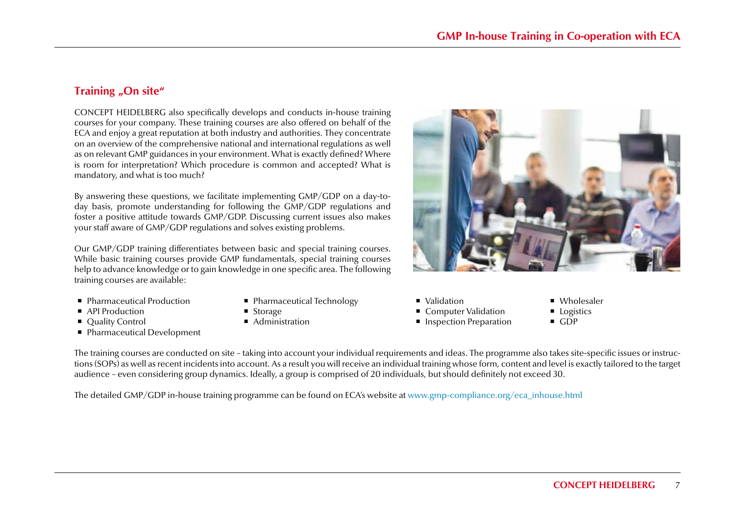## Training „On site“

CONCEPT HEIDELBERG also specifically develops and conducts in-house training courses for your company. These training courses are also offered on behalf of the ECA and enjoy a great reputation at both industry and authorities. They concentrate on an overview of the comprehensive national and international regulations as well as on relevant GMP guidances in your environment. What is exactly defined? Where is room for interpretation? Which procedure is common and accepted? What is mandatory, and what is too much?

By answering these questions, we facilitate implementing GMP/GDP on a day-to-day basis, promote understanding for following the GMP/GDP regulations and foster a positive attitude towards GMP/GDP. Discussing current issues also makes your staff aware of GMP/GDP regulations and solves existing problems.

Our GMP/GDP training differentiates between basic and special training courses. While basic training courses provide GMP fundamentals, special training courses help to advance knowledge or to gain knowledge in one specific area. The following training courses are available:

- Pharmaceutical Production
- API Production
- Quality Control
- Pharmaceutical Development
- Pharmaceutical Technology
- Storage
- Administration
- Validation
- Computer Validation
- Inspection Preparation
- Wholesaler
- Logistics
- GDP

The training courses are conducted on site – taking into account your individual requirements and ideas. The programme also takes site-specific issues or instructions (SOPs) as well as recent incidents into account. As a result you will receive an individual training whose form, content and level is exactly tailored to the target audience – even considering group dynamics. Ideally, a group is comprised of 20 individuals, but should definitely not exceed 30.

The detailed GMP/GDP in-house training programme can be found on ECA's website at www.gmp-compliance.org/eca_inhouse.html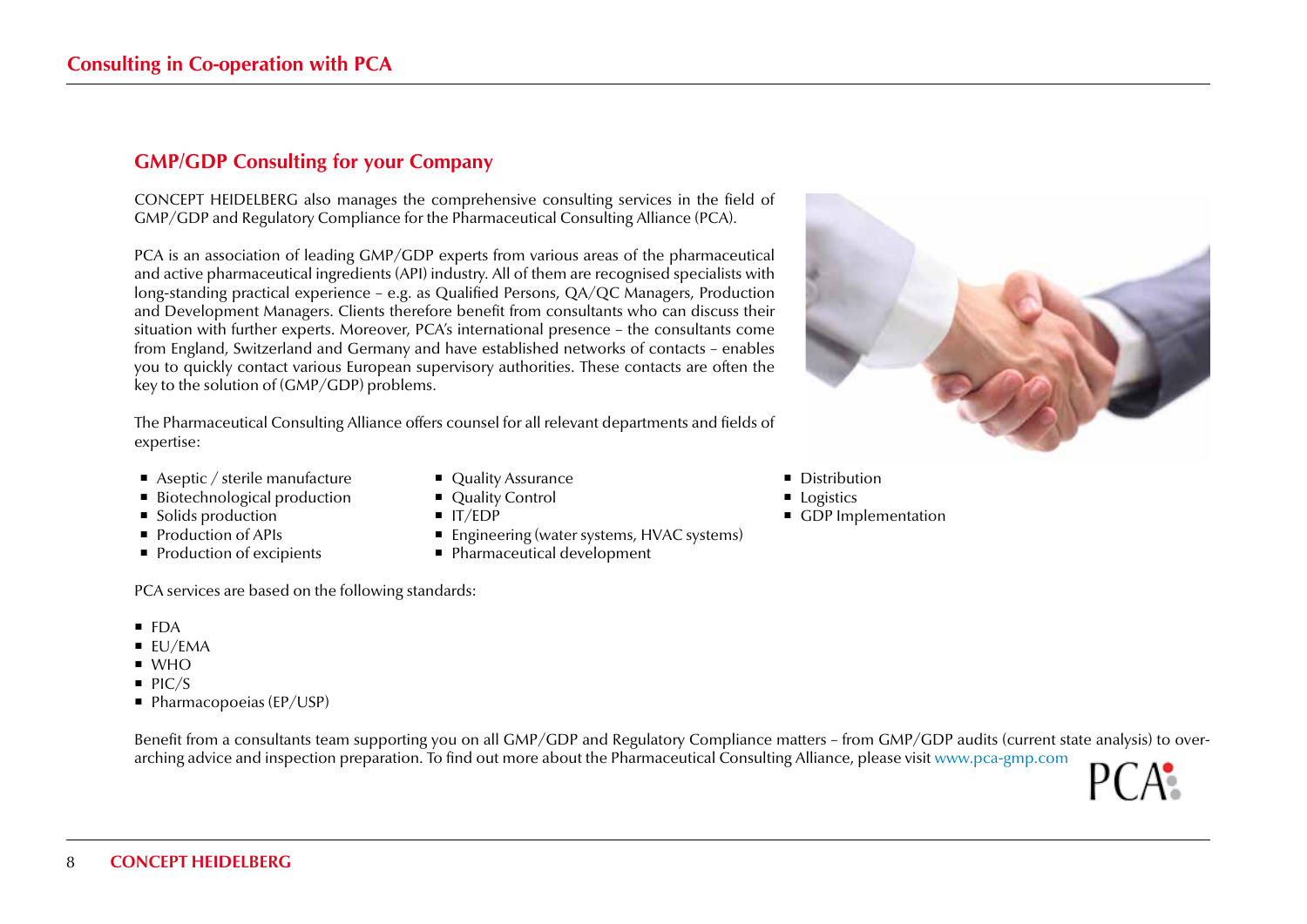# Consulting in Co-operation with PCA

## GMP/GDP Consulting for your Company

CONCEPT HEIDELBERG also manages the comprehensive consulting services in the field of GMP/GDP and Regulatory Compliance for the Pharmaceutical Consulting Alliance (PCA).

PCA is an association of leading GMP/GDP experts from various areas of the pharmaceutical and active pharmaceutical ingredients (API) industry. All of them are recognised specialists with long-standing practical experience – e.g. as Qualified Persons, QA/QC Managers, Production and Development Managers. Clients therefore benefit from consultants who can discuss their situation with further experts. Moreover, PCA's international presence – the consultants come from England, Switzerland and Germany and have established networks of contacts – enables you to quickly contact various European supervisory authorities. These contacts are often the key to the solution of (GMP/GDP) problems.

The Pharmaceutical Consulting Alliance offers counsel for all relevant departments and fields of expertise:

- Aseptic / sterile manufacture
- Biotechnological production
- Solids production
- Production of APIs
- Production of excipients
- Quality Assurance
- Quality Control
- IT/EDP
- Engineering (water systems, HVAC systems)
- Pharmaceutical development
- Distribution
- Logistics
- GDP Implementation

PCA services are based on the following standards:

- FDA
- EU/EMA
- WHO
- PIC/S
- Pharmacopoeias (EP/USP)

Benefit from a consultants team supporting you on all GMP/GDP and Regulatory Compliance matters – from GMP/GDP audits (current state analysis) to overarching advice and inspection preparation. To find out more about the Pharmaceutical Consulting Alliance, please visit www.pca-gmp.com

PCA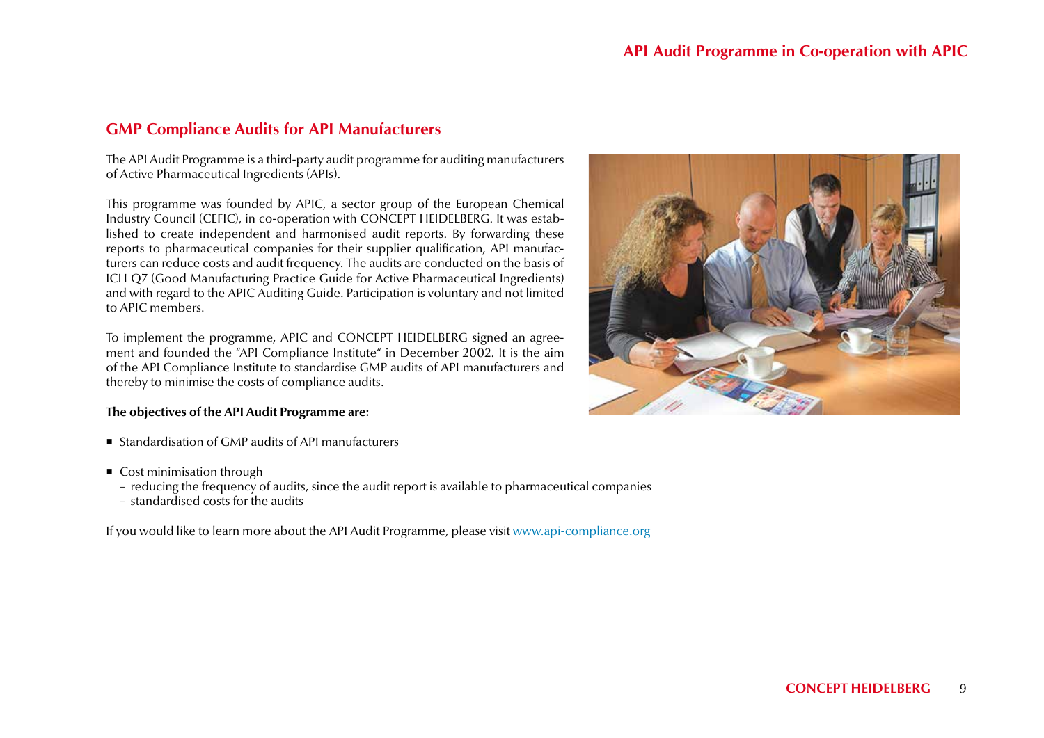## GMP Compliance Audits for API Manufacturers

The API Audit Programme is a third-party audit programme for auditing manufacturers of Active Pharmaceutical Ingredients (APIs).

This programme was founded by APIC, a sector group of the European Chemical Industry Council (CEFIC), in co-operation with CONCEPT HEIDELBERG. It was established to create independent and harmonised audit reports. By forwarding these reports to pharmaceutical companies for their supplier qualification, API manufacturers can reduce costs and audit frequency. The audits are conducted on the basis of ICH Q7 (Good Manufacturing Practice Guide for Active Pharmaceutical Ingredients) and with regard to the APIC Auditing Guide. Participation is voluntary and not limited to APIC members.

To implement the programme, APIC and CONCEPT HEIDELBERG signed an agreement and founded the "API Compliance Institute" in December 2002. It is the aim of the API Compliance Institute to standardise GMP audits of API manufacturers and thereby to minimise the costs of compliance audits.

**The objectives of the API Audit Programme are:**

- Standardisation of GMP audits of API manufacturers
- Cost minimisation through
  - reducing the frequency of audits, since the audit report is available to pharmaceutical companies
  - standardised costs for the audits

If you would like to learn more about the API Audit Programme, please visit www.api-compliance.org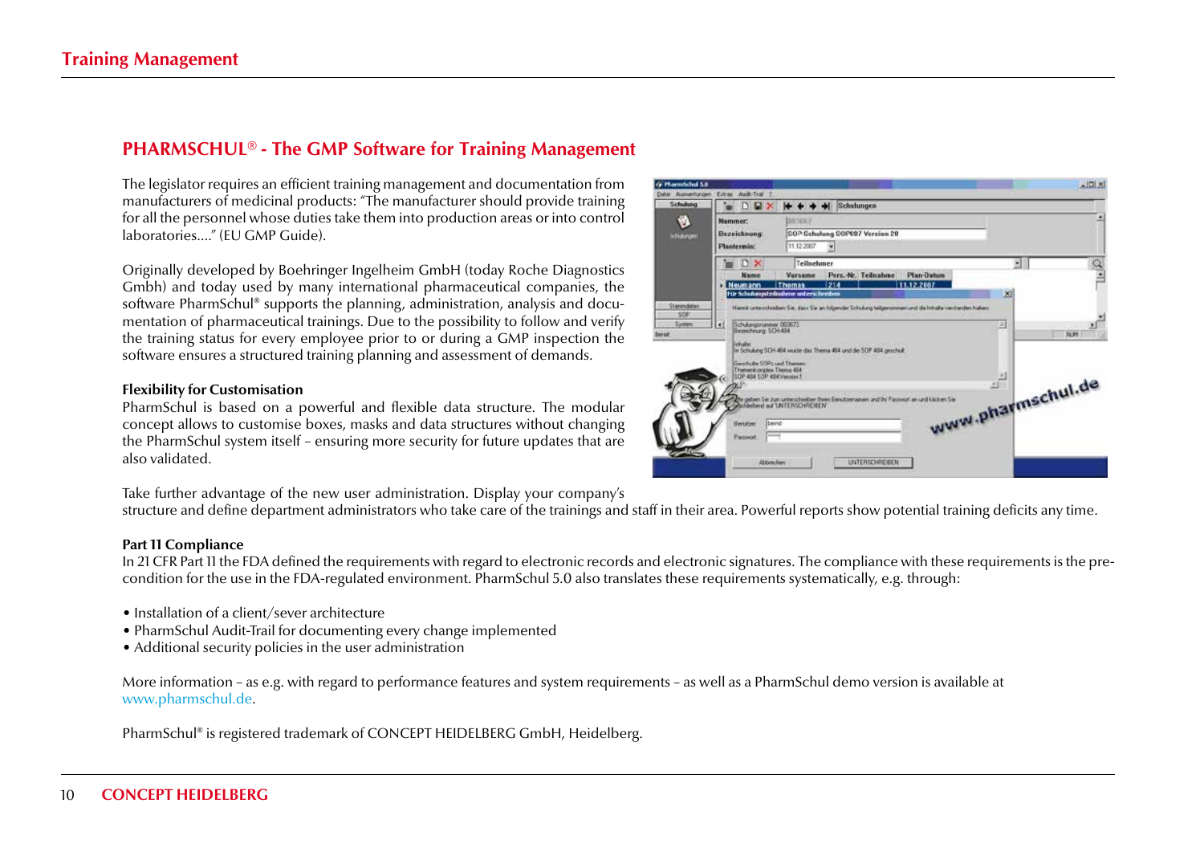## Training Management

### PHARMSCHUL® - The GMP Software for Training Management

The legislator requires an efficient training management and documentation from manufacturers of medicinal products: "The manufacturer should provide training for all the personnel whose duties take them into production areas or into control laboratories...." (EU GMP Guide).

Originally developed by Boehringer Ingelheim GmbH (today Roche Diagnostics Gmbh) and today used by many international pharmaceutical companies, the software PharmSchul® supports the planning, administration, analysis and documentation of pharmaceutical trainings. Due to the possibility to follow and verify the training status for every employee prior to or during a GMP inspection the software ensures a structured training planning and assessment of demands.

**Flexibility for Customisation**
PharmSchul is based on a powerful and flexible data structure. The modular concept allows to customise boxes, masks and data structures without changing the PharmSchul system itself – ensuring more security for future updates that are also validated.

Take further advantage of the new user administration. Display your company's structure and define department administrators who take care of the trainings and staff in their area. Powerful reports show potential training deficits any time.

**Part 11 Compliance**
In 21 CFR Part 11 the FDA defined the requirements with regard to electronic records and electronic signatures. The compliance with these requirements is the precondition for the use in the FDA-regulated environment. PharmSchul 5.0 also translates these requirements systematically, e.g. through:

- Installation of a client/sever architecture
- PharmSchul Audit-Trail for documenting every change implemented
- Additional security policies in the user administration

More information – as e.g. with regard to performance features and system requirements – as well as a PharmSchul demo version is available at www.pharmschul.de.

PharmSchul® is registered trademark of CONCEPT HEIDELBERG GmbH, Heidelberg.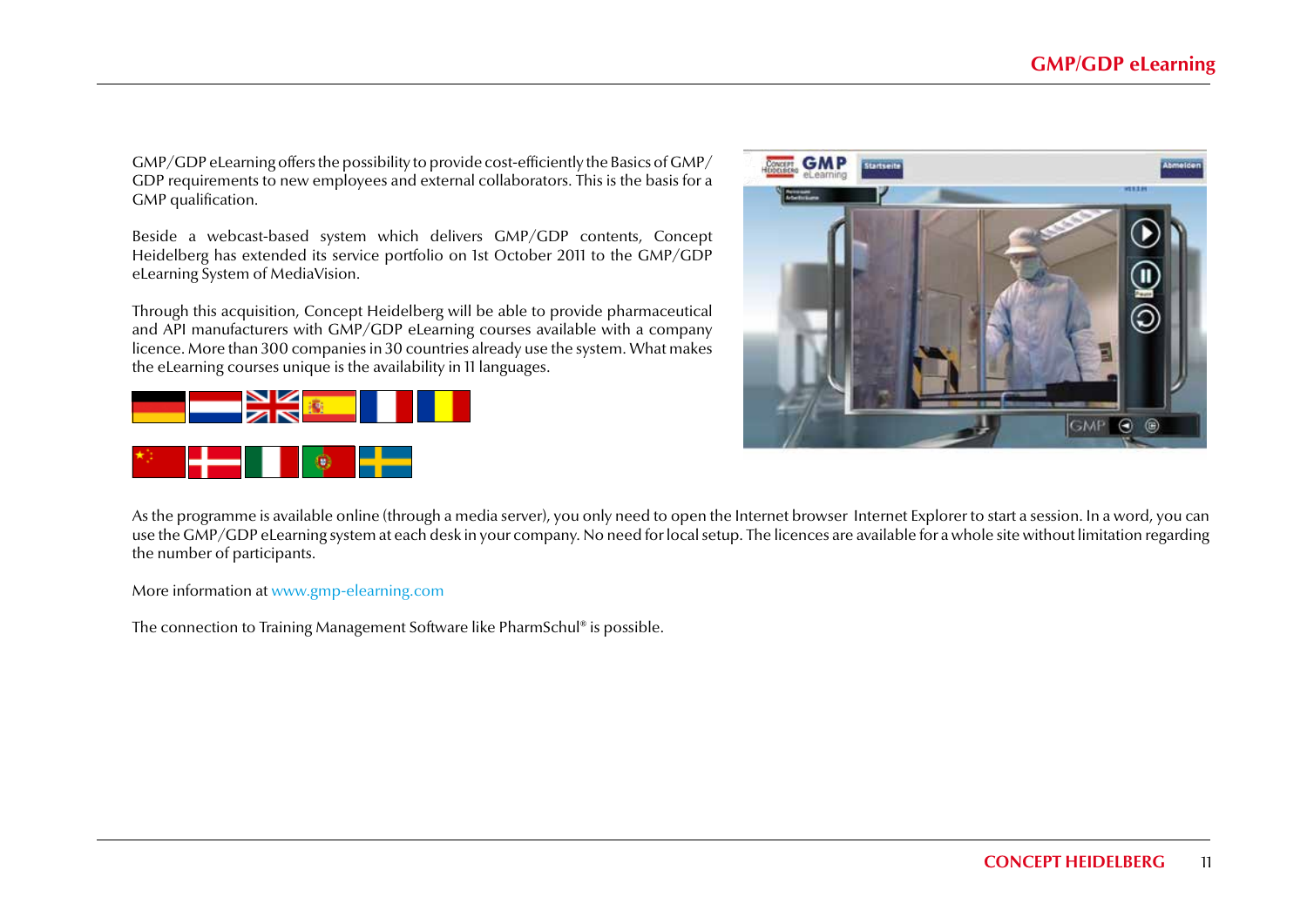# GMP/GDP eLearning

GMP/GDP eLearning offers the possibility to provide cost-efficiently the Basics of GMP/GDP requirements to new employees and external collaborators. This is the basis for a GMP qualification.

Beside a webcast-based system which delivers GMP/GDP contents, Concept Heidelberg has extended its service portfolio on 1st October 2011 to the GMP/GDP eLearning System of MediaVision.

Through this acquisition, Concept Heidelberg will be able to provide pharmaceutical and API manufacturers with GMP/GDP eLearning courses available with a company licence. More than 300 companies in 30 countries already use the system. What makes the eLearning courses unique is the availability in 11 languages.

As the programme is available online (through a media server), you only need to open the Internet browser Internet Explorer to start a session. In a word, you can use the GMP/GDP eLearning system at each desk in your company. No need for local setup. The licences are available for a whole site without limitation regarding the number of participants.

More information at www.gmp-elearning.com

The connection to Training Management Software like PharmSchul® is possible.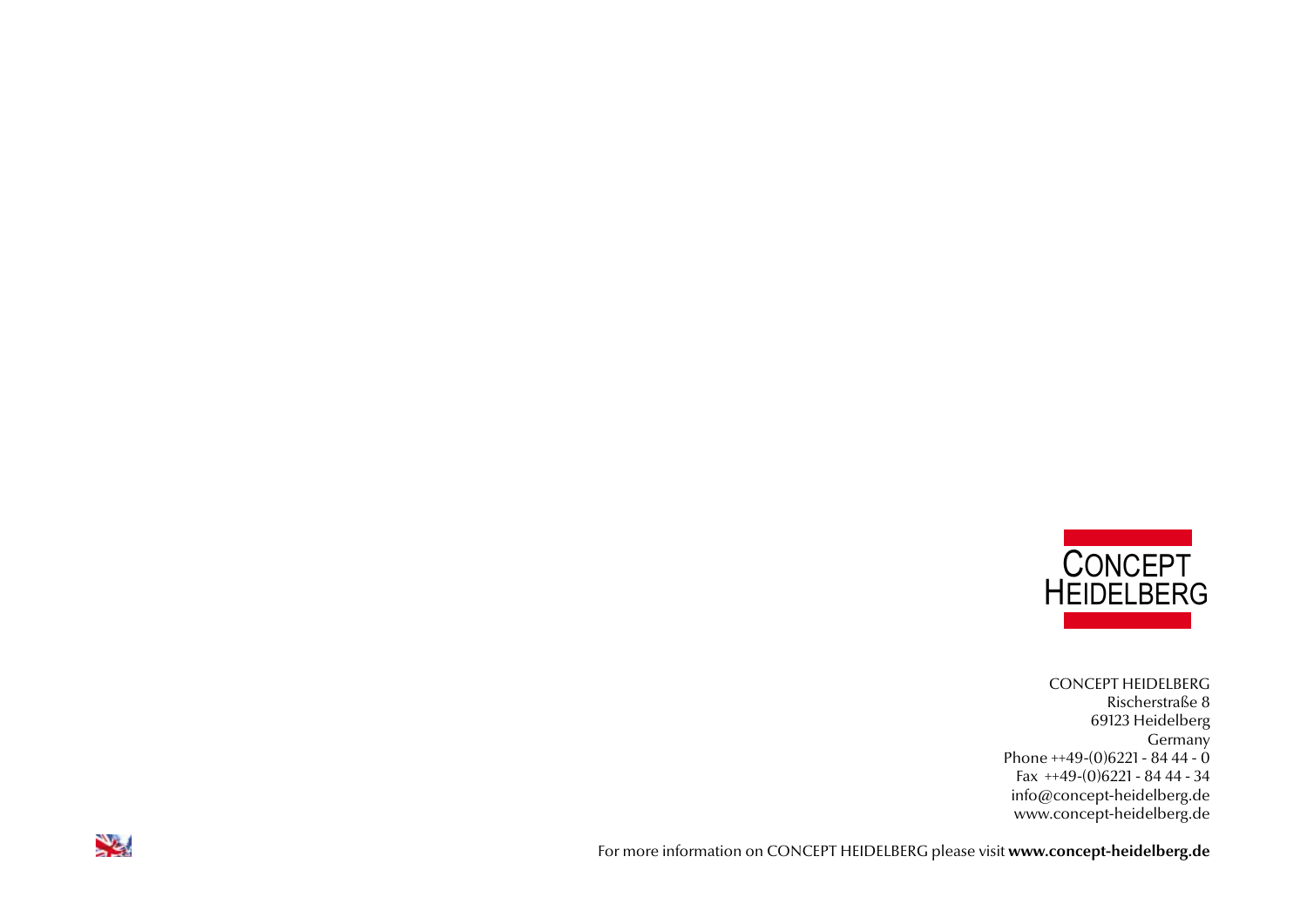CONCEPT
HEIDELBERG

CONCEPT HEIDELBERG
Rischerstraße 8
69123 Heidelberg
Germany
Phone ++49-(0)6221 - 84 44 - 0
Fax ++49-(0)6221 - 84 44 - 34
info@concept-heidelberg.de
www.concept-heidelberg.de

For more information on CONCEPT HEIDELBERG please visit **www.concept-heidelberg.de**